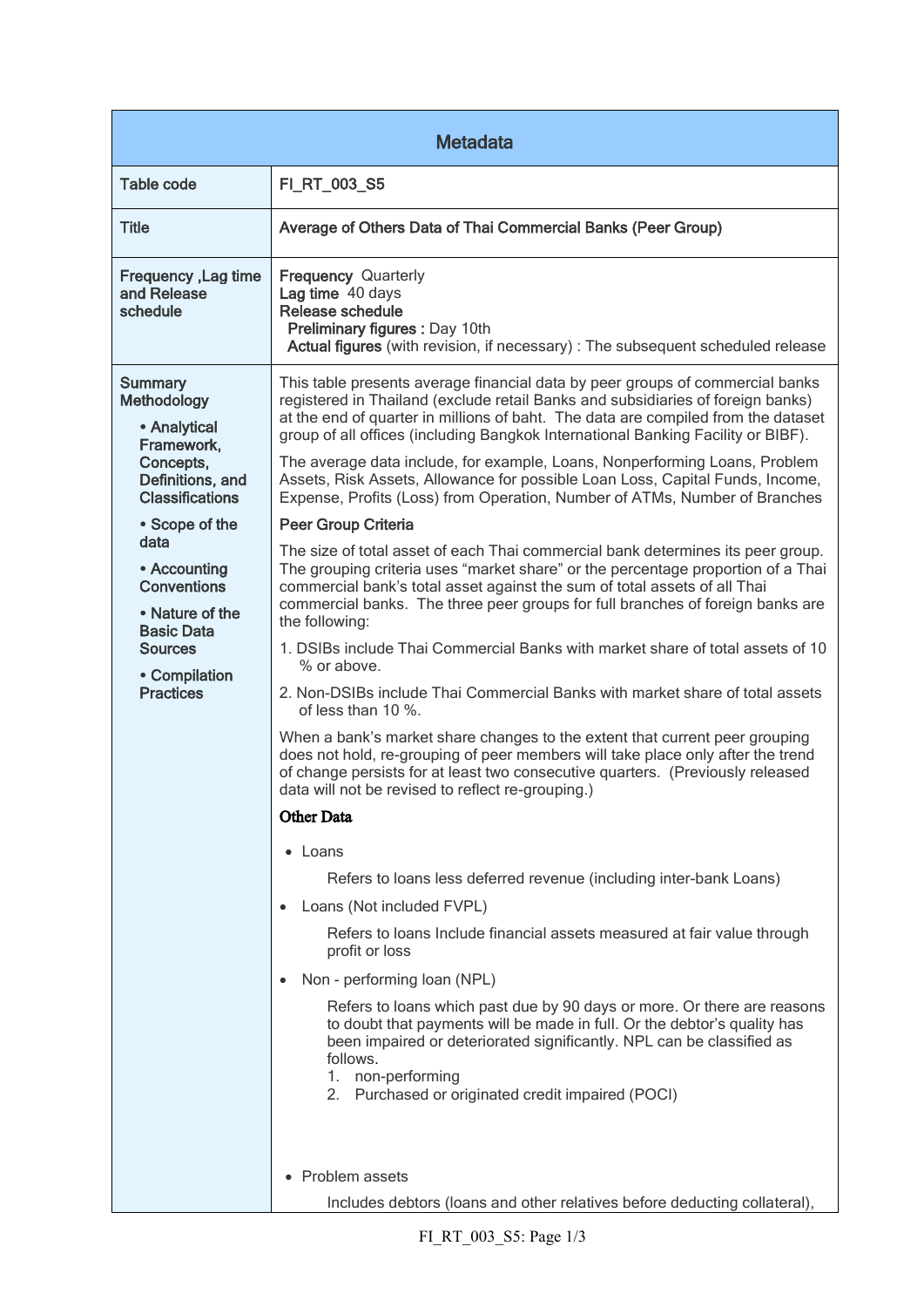# Metadata

| | |
|---|---|
| **Table code** | **FI_RT_003_S5** |
| **Title** | **Average of Others Data of Thai Commercial Banks (Peer Group)** |
| **Frequency ,Lag time and Release schedule** | **Frequency** Quarterly<br>**Lag time** 40 days<br>**Release schedule**<br>**Preliminary figures :** Day 10th<br>**Actual figures** (with revision, if necessary) : The subsequent scheduled release |
| **Summary Methodology**<br>• **Analytical Framework, Concepts, Definitions, and Classifications**<br>• **Scope of the data**<br>• **Accounting Conventions**<br>• **Nature of the Basic Data Sources**<br>• **Compilation Practices** | This table presents average financial data by peer groups of commercial banks registered in Thailand (exclude retail Banks and subsidiaries of foreign banks) at the end of quarter in millions of baht. The data are compiled from the dataset group of all offices (including Bangkok International Banking Facility or BIBF).<br><br>The average data include, for example, Loans, Nonperforming Loans, Problem Assets, Risk Assets, Allowance for possible Loan Loss, Capital Funds, Income, Expense, Profits (Loss) from Operation, Number of ATMs, Number of Branches<br><br>**Peer Group Criteria**<br><br>The size of total asset of each Thai commercial bank determines its peer group. The grouping criteria uses "market share" or the percentage proportion of a Thai commercial bank's total asset against the sum of total assets of all Thai commercial banks. The three peer groups for full branches of foreign banks are the following:<br><br>1. DSIBs include Thai Commercial Banks with market share of total assets of 10 % or above.<br>2. Non-DSIBs include Thai Commercial Banks with market share of total assets of less than 10 %.<br><br>When a bank's market share changes to the extent that current peer grouping does not hold, re-grouping of peer members will take place only after the trend of change persists for at least two consecutive quarters. (Previously released data will not be revised to reflect re-grouping.)<br><br>**Other Data**<br><br>• Loans<br>Refers to loans less deferred revenue (including inter-bank Loans)<br><br>• Loans (Not included FVPL)<br>Refers to loans Include financial assets measured at fair value through profit or loss<br><br>• Non - performing loan (NPL)<br>Refers to loans which past due by 90 days or more. Or there are reasons to doubt that payments will be made in full. Or the debtor's quality has been impaired or deteriorated significantly. NPL can be classified as follows.<br>1. non-performing<br>2. Purchased or originated credit impaired (POCI)<br><br>• Problem assets<br>Includes debtors (loans and other relatives before deducting collateral), |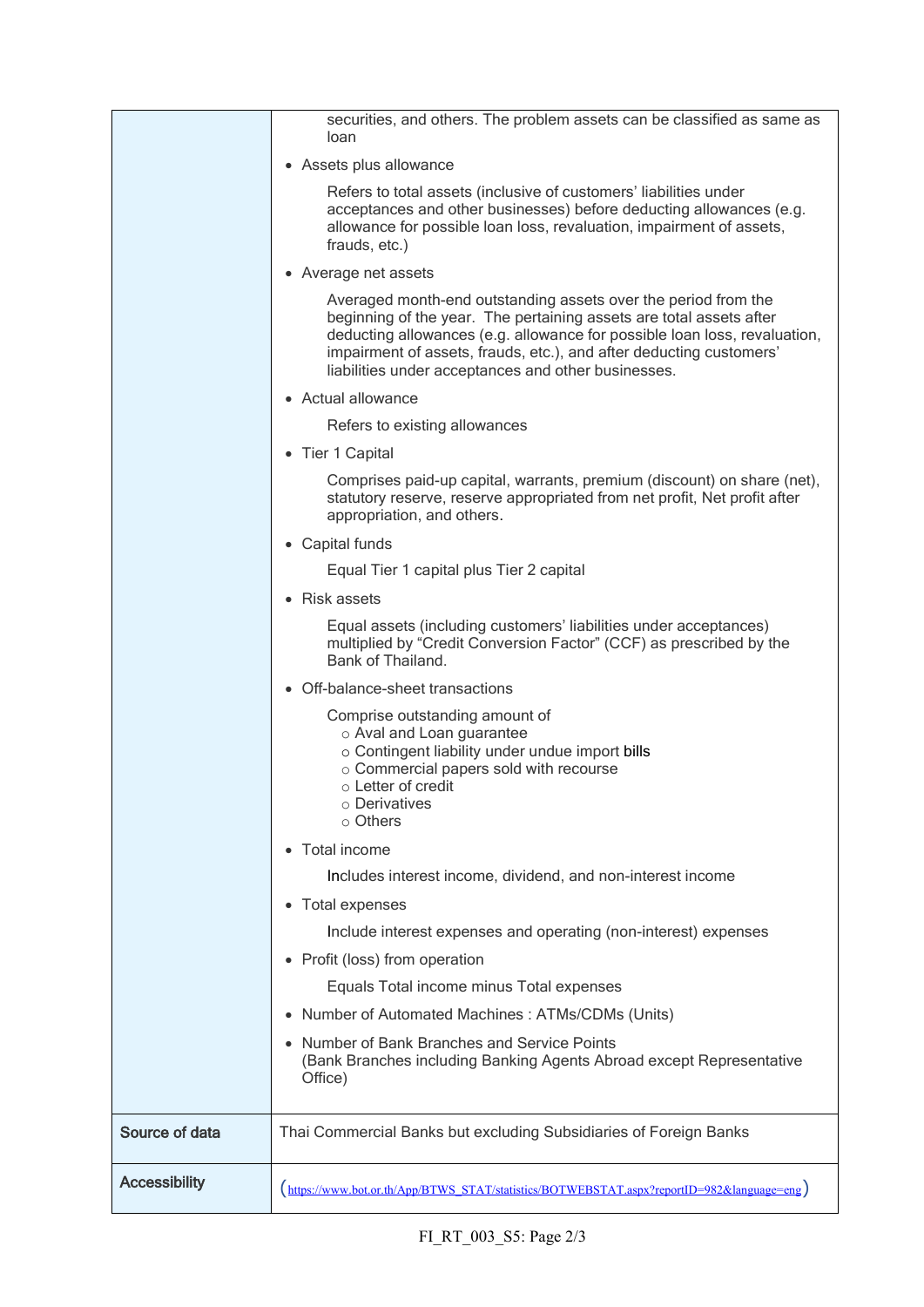| | |
|---|---|
| | securities, and others. The problem assets can be classified as same as loan<br><br>• Assets plus allowance<br><br>Refers to total assets (inclusive of customers' liabilities under acceptances and other businesses) before deducting allowances (e.g. allowance for possible loan loss, revaluation, impairment of assets, frauds, etc.)<br><br>• Average net assets<br><br>Averaged month-end outstanding assets over the period from the beginning of the year. The pertaining assets are total assets after deducting allowances (e.g. allowance for possible loan loss, revaluation, impairment of assets, frauds, etc.), and after deducting customers' liabilities under acceptances and other businesses.<br><br>• Actual allowance<br><br>Refers to existing allowances<br><br>• Tier 1 Capital<br><br>Comprises paid-up capital, warrants, premium (discount) on share (net), statutory reserve, reserve appropriated from net profit, Net profit after appropriation, and others.<br><br>• Capital funds<br><br>Equal Tier 1 capital plus Tier 2 capital<br><br>• Risk assets<br><br>Equal assets (including customers' liabilities under acceptances) multiplied by "Credit Conversion Factor" (CCF) as prescribed by the Bank of Thailand.<br><br>• Off-balance-sheet transactions<br><br>Comprise outstanding amount of<br>○ Aval and Loan guarantee<br>○ Contingent liability under undue import bills<br>○ Commercial papers sold with recourse<br>○ Letter of credit<br>○ Derivatives<br>○ Others<br><br>• Total income<br><br>Includes interest income, dividend, and non-interest income<br><br>• Total expenses<br><br>Include interest expenses and operating (non-interest) expenses<br><br>• Profit (loss) from operation<br><br>Equals Total income minus Total expenses<br><br>• Number of Automated Machines : ATMs/CDMs (Units)<br><br>• Number of Bank Branches and Service Points<br>(Bank Branches including Banking Agents Abroad except Representative Office) |
| **Source of data** | Thai Commercial Banks but excluding Subsidiaries of Foreign Banks |
| **Accessibility** | (https://www.bot.or.th/App/BTWS_STAT/statistics/BOTWEBSTAT.aspx?reportID=982&language=eng) |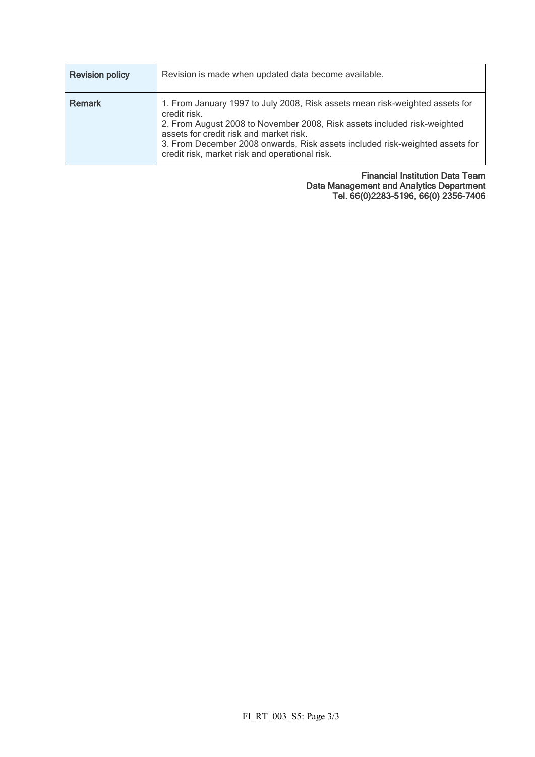| | |
|---|---|
| **Revision policy** | Revision is made when updated data become available. |
| **Remark** | 1. From January 1997 to July 2008, Risk assets mean risk-weighted assets for credit risk.<br>2. From August 2008 to November 2008, Risk assets included risk-weighted assets for credit risk and market risk.<br>3. From December 2008 onwards, Risk assets included risk-weighted assets for credit risk, market risk and operational risk. |

**Financial Institution Data Team**
**Data Management and Analytics Department**
**Tel. 66(0)2283-5196, 66(0) 2356-7406**